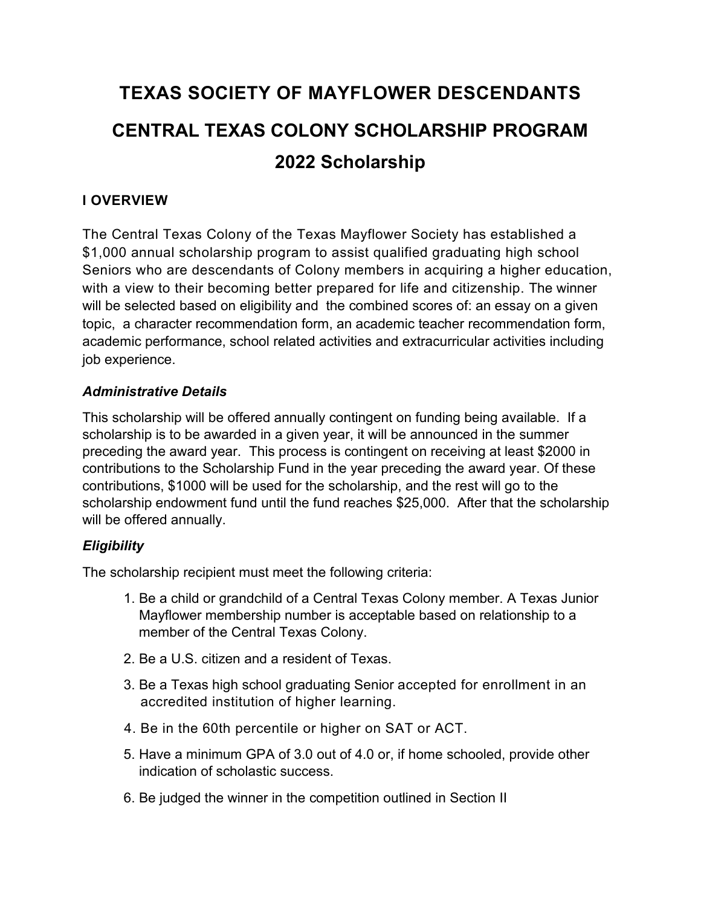# TEXAS SOCIETY OF MAYFLOWER DESCENDANTS

# CENTRAL TEXAS COLONY SCHOLARSHIP PROGRAM

# 2022 Scholarship

## I OVERVIEW

The Central Texas Colony of the Texas Mayflower Society has established a $1,000 annual scholarship program to assist qualified graduating high school Seniors who are descendants of Colony members in acquiring a higher education, with a view to their becoming better prepared for life and citizenship. The winner will be selected based on eligibility and the combined scores of: an essay on a given topic, a character recommendation form, an academic teacher recommendation form, academic performance, school related activities and extracurricular activities including job experience.

### *Administrative Details*

This scholarship will be offered annually contingent on funding being available. If a scholarship is to be awarded in a given year, it will be announced in the summer preceding the award year. This process is contingent on receiving at least $2000 in contributions to the Scholarship Fund in the year preceding the award year. Of these contributions, $1000 will be used for the scholarship, and the rest will go to the scholarship endowment fund until the fund reaches $25,000. After that the scholarship will be offered annually.

### *Eligibility*

The scholarship recipient must meet the following criteria:

1. Be a child or grandchild of a Central Texas Colony member. A Texas Junior Mayflower membership number is acceptable based on relationship to a member of the Central Texas Colony.
2. Be a U.S. citizen and a resident of Texas.
3. Be a Texas high school graduating Senior accepted for enrollment in an accredited institution of higher learning.
4. Be in the 60th percentile or higher on SAT or ACT.
5. Have a minimum GPA of 3.0 out of 4.0 or, if home schooled, provide other indication of scholastic success.
6. Be judged the winner in the competition outlined in Section II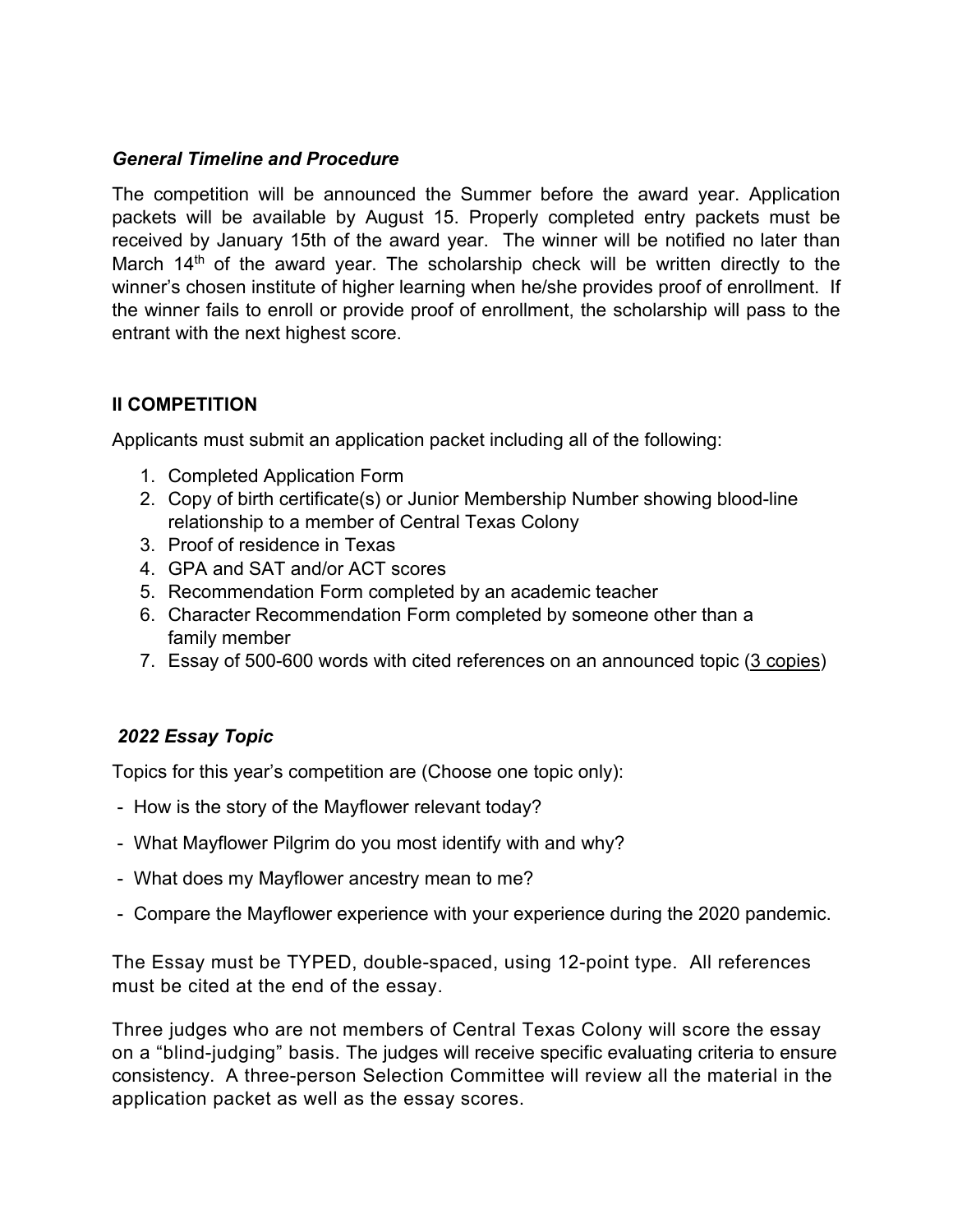### *General Timeline and Procedure*

The competition will be announced the Summer before the award year. Application packets will be available by August 15. Properly completed entry packets must be received by January 15th of the award year. The winner will be notified no later than March 14th of the award year. The scholarship check will be written directly to the winner's chosen institute of higher learning when he/she provides proof of enrollment. If the winner fails to enroll or provide proof of enrollment, the scholarship will pass to the entrant with the next highest score.

## II COMPETITION

Applicants must submit an application packet including all of the following:

1. Completed Application Form
2. Copy of birth certificate(s) or Junior Membership Number showing blood-line relationship to a member of Central Texas Colony
3. Proof of residence in Texas
4. GPA and SAT and/or ACT scores
5. Recommendation Form completed by an academic teacher
6. Character Recommendation Form completed by someone other than a family member
7. Essay of 500-600 words with cited references on an announced topic (3 copies)

### *2022 Essay Topic*

Topics for this year's competition are (Choose one topic only):

- How is the story of the Mayflower relevant today?
- What Mayflower Pilgrim do you most identify with and why?
- What does my Mayflower ancestry mean to me?
- Compare the Mayflower experience with your experience during the 2020 pandemic.

The Essay must be TYPED, double-spaced, using 12-point type. All references must be cited at the end of the essay.

Three judges who are not members of Central Texas Colony will score the essay on a "blind-judging" basis. The judges will receive specific evaluating criteria to ensure consistency. A three-person Selection Committee will review all the material in the application packet as well as the essay scores.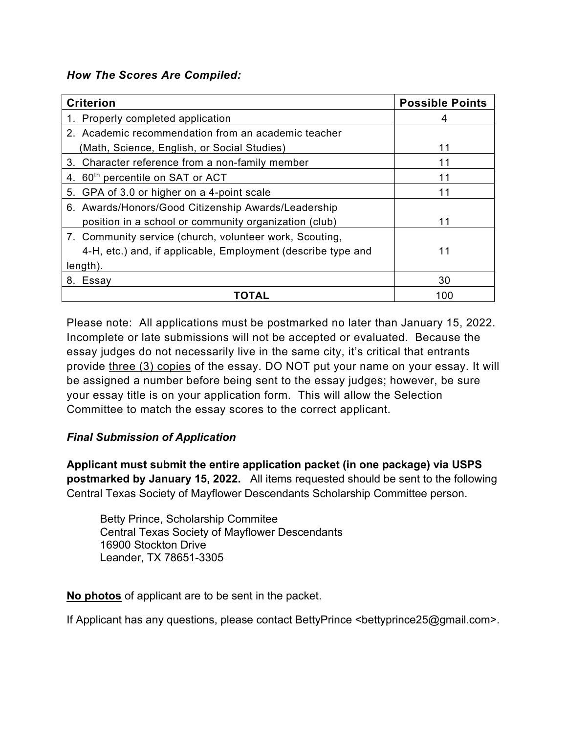***How The Scores Are Compiled:***

| Criterion | Possible Points |
|---|---|
| 1. Properly completed application | 4 |
| 2. Academic recommendation from an academic teacher (Math, Science, English, or Social Studies) | 11 |
| 3. Character reference from a non-family member | 11 |
| 4. 60th percentile on SAT or ACT | 11 |
| 5. GPA of 3.0 or higher on a 4-point scale | 11 |
| 6. Awards/Honors/Good Citizenship Awards/Leadership position in a school or community organization (club) | 11 |
| 7. Community service (church, volunteer work, Scouting, 4-H, etc.) and, if applicable, Employment (describe type and length). | 11 |
| 8. Essay | 30 |
| **TOTAL** | 100 |

Please note: All applications must be postmarked no later than January 15, 2022. Incomplete or late submissions will not be accepted or evaluated. Because the essay judges do not necessarily live in the same city, it's critical that entrants provide <u>three (3) copies</u> of the essay. DO NOT put your name on your essay. It will be assigned a number before being sent to the essay judges; however, be sure your essay title is on your application form. This will allow the Selection Committee to match the essay scores to the correct applicant.

***Final Submission of Application***

**Applicant must submit the entire application packet (in one package) via USPS postmarked by January 15, 2022.** All items requested should be sent to the following Central Texas Society of Mayflower Descendants Scholarship Committee person.

> Betty Prince, Scholarship Commitee
> Central Texas Society of Mayflower Descendants
> 16900 Stockton Drive
> Leander, TX 78651-3305

**<u>No photos</u>** of applicant are to be sent in the packet.

If Applicant has any questions, please contact BettyPrince <bettyprince25@gmail.com>.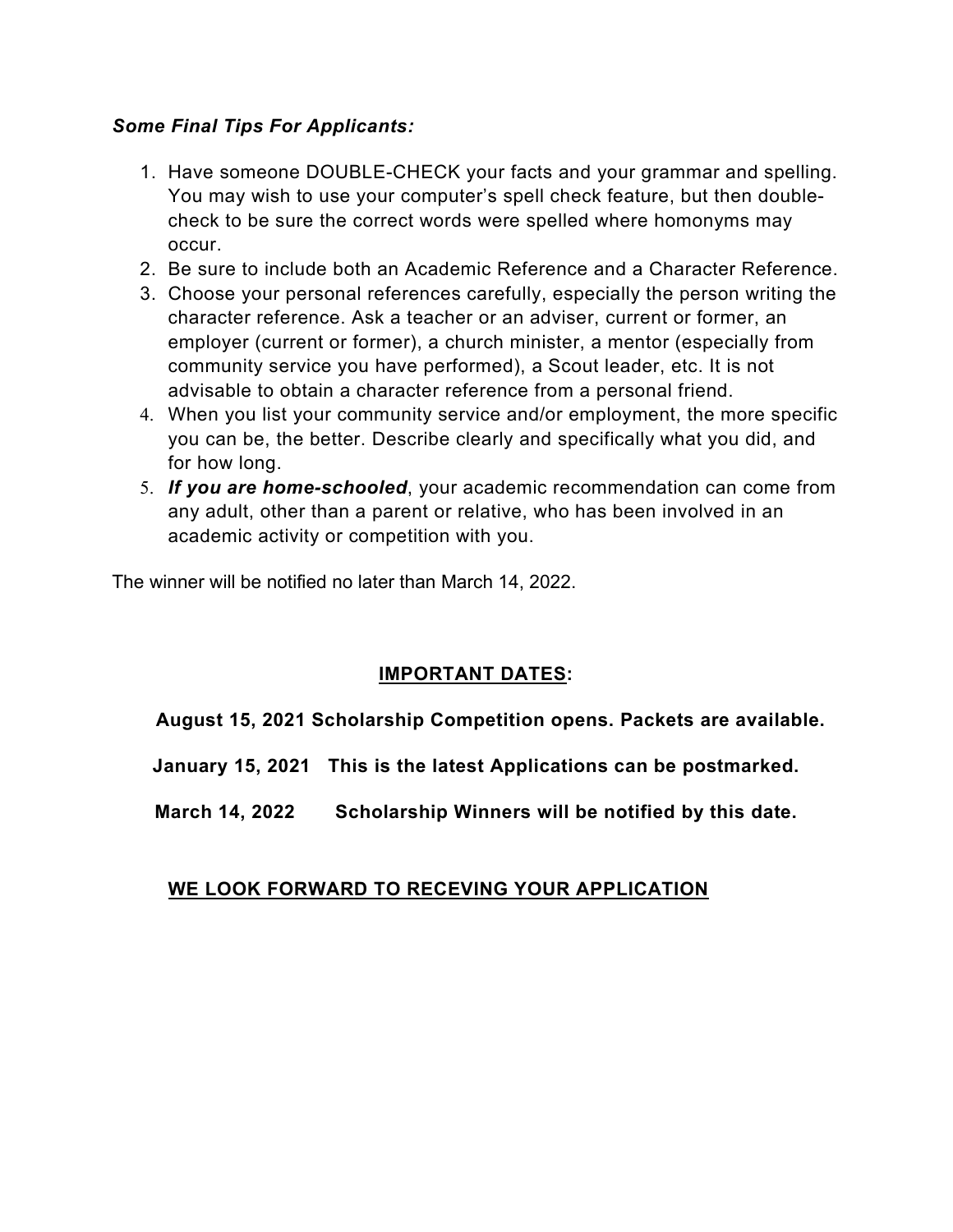***Some Final Tips For Applicants:***

1. Have someone DOUBLE-CHECK your facts and your grammar and spelling. You may wish to use your computer's spell check feature, but then double-check to be sure the correct words were spelled where homonyms may occur.
2. Be sure to include both an Academic Reference and a Character Reference.
3. Choose your personal references carefully, especially the person writing the character reference. Ask a teacher or an adviser, current or former, an employer (current or former), a church minister, a mentor (especially from community service you have performed), a Scout leader, etc. It is not advisable to obtain a character reference from a personal friend.
4. When you list your community service and/or employment, the more specific you can be, the better. Describe clearly and specifically what you did, and for how long.
5. ***If you are home-schooled***, your academic recommendation can come from any adult, other than a parent or relative, who has been involved in an academic activity or competition with you.

The winner will be notified no later than March 14, 2022.

**IMPORTANT DATES:**

**August 15, 2021 Scholarship Competition opens. Packets are available.**

**January 15, 2021 This is the latest Applications can be postmarked.**

**March 14, 2022 Scholarship Winners will be notified by this date.**

**WE LOOK FORWARD TO RECEVING YOUR APPLICATION**